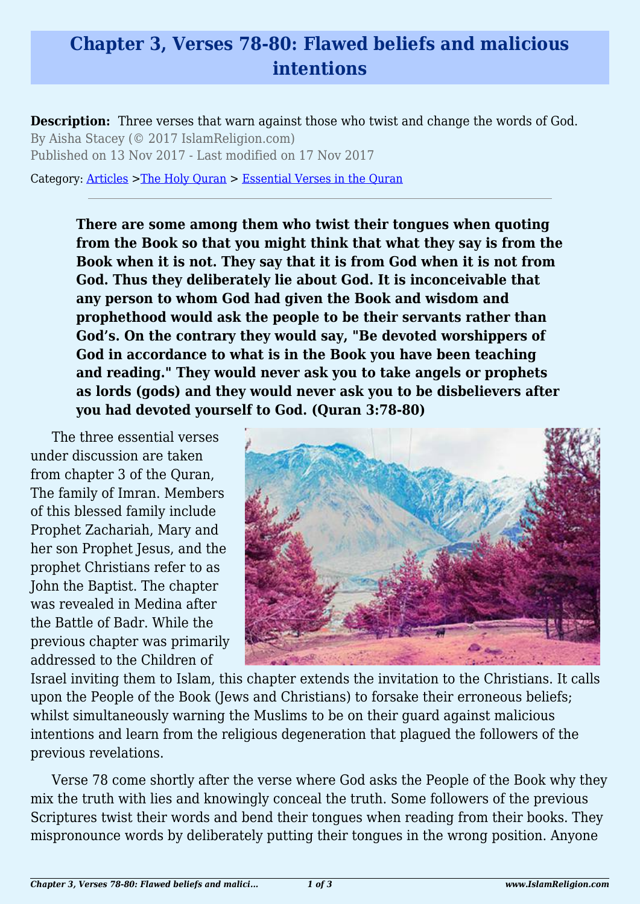# Chapter 3, Verses 78-80: Flawed beliefs and malicious intentions

**Description:** Three verses that warn against those who twist and change the words of God.

By Aisha Stacey (© 2017 IslamReligion.com)

Published on 13 Nov 2017 - Last modified on 17 Nov 2017

Category: Articles >The Holy Quran > Essential Verses in the Quran

---

> **There are some among them who twist their tongues when quoting from the Book so that you might think that what they say is from the Book when it is not. They say that it is from God when it is not from God. Thus they deliberately lie about God. It is inconceivable that any person to whom God had given the Book and wisdom and prophethood would ask the people to be their servants rather than God's. On the contrary they would say, "Be devoted worshippers of God in accordance to what is in the Book you have been teaching and reading." They would never ask you to take angels or prophets as lords (gods) and they would never ask you to be disbelievers after you had devoted yourself to God. (Quran 3:78-80)**

The three essential verses under discussion are taken from chapter 3 of the Quran, The family of Imran. Members of this blessed family include Prophet Zachariah, Mary and her son Prophet Jesus, and the prophet Christians refer to as John the Baptist. The chapter was revealed in Medina after the Battle of Badr. While the previous chapter was primarily addressed to the Children of Israel inviting them to Islam, this chapter extends the invitation to the Christians. It calls upon the People of the Book (Jews and Christians) to forsake their erroneous beliefs; whilst simultaneously warning the Muslims to be on their guard against malicious intentions and learn from the religious degeneration that plagued the followers of the previous revelations.

Verse 78 come shortly after the verse where God asks the People of the Book why they mix the truth with lies and knowingly conceal the truth. Some followers of the previous Scriptures twist their words and bend their tongues when reading from their books. They mispronounce words by deliberately putting their tongues in the wrong position. Anyone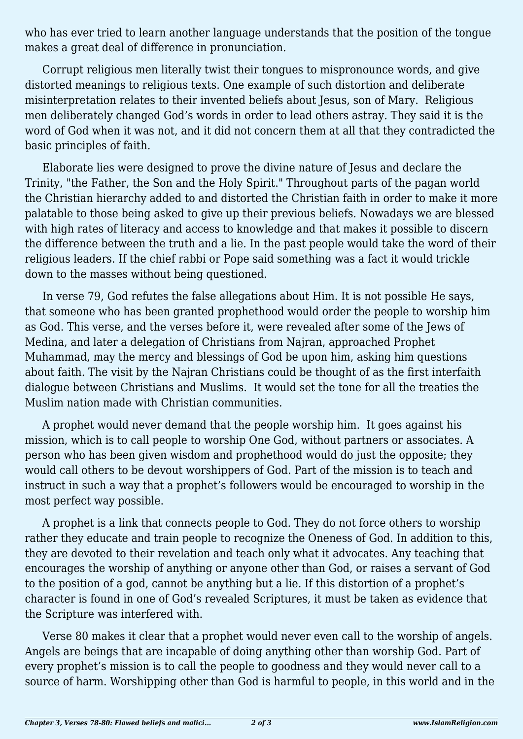who has ever tried to learn another language understands that the position of the tongue makes a great deal of difference in pronunciation.

Corrupt religious men literally twist their tongues to mispronounce words, and give distorted meanings to religious texts. One example of such distortion and deliberate misinterpretation relates to their invented beliefs about Jesus, son of Mary. Religious men deliberately changed God's words in order to lead others astray. They said it is the word of God when it was not, and it did not concern them at all that they contradicted the basic principles of faith.

Elaborate lies were designed to prove the divine nature of Jesus and declare the Trinity, "the Father, the Son and the Holy Spirit." Throughout parts of the pagan world the Christian hierarchy added to and distorted the Christian faith in order to make it more palatable to those being asked to give up their previous beliefs. Nowadays we are blessed with high rates of literacy and access to knowledge and that makes it possible to discern the difference between the truth and a lie. In the past people would take the word of their religious leaders. If the chief rabbi or Pope said something was a fact it would trickle down to the masses without being questioned.

In verse 79, God refutes the false allegations about Him. It is not possible He says, that someone who has been granted prophethood would order the people to worship him as God. This verse, and the verses before it, were revealed after some of the Jews of Medina, and later a delegation of Christians from Najran, approached Prophet Muhammad, may the mercy and blessings of God be upon him, asking him questions about faith. The visit by the Najran Christians could be thought of as the first interfaith dialogue between Christians and Muslims. It would set the tone for all the treaties the Muslim nation made with Christian communities.

A prophet would never demand that the people worship him. It goes against his mission, which is to call people to worship One God, without partners or associates. A person who has been given wisdom and prophethood would do just the opposite; they would call others to be devout worshippers of God. Part of the mission is to teach and instruct in such a way that a prophet's followers would be encouraged to worship in the most perfect way possible.

A prophet is a link that connects people to God. They do not force others to worship rather they educate and train people to recognize the Oneness of God. In addition to this, they are devoted to their revelation and teach only what it advocates. Any teaching that encourages the worship of anything or anyone other than God, or raises a servant of God to the position of a god, cannot be anything but a lie. If this distortion of a prophet's character is found in one of God's revealed Scriptures, it must be taken as evidence that the Scripture was interfered with.

Verse 80 makes it clear that a prophet would never even call to the worship of angels. Angels are beings that are incapable of doing anything other than worship God. Part of every prophet's mission is to call the people to goodness and they would never call to a source of harm. Worshipping other than God is harmful to people, in this world and in the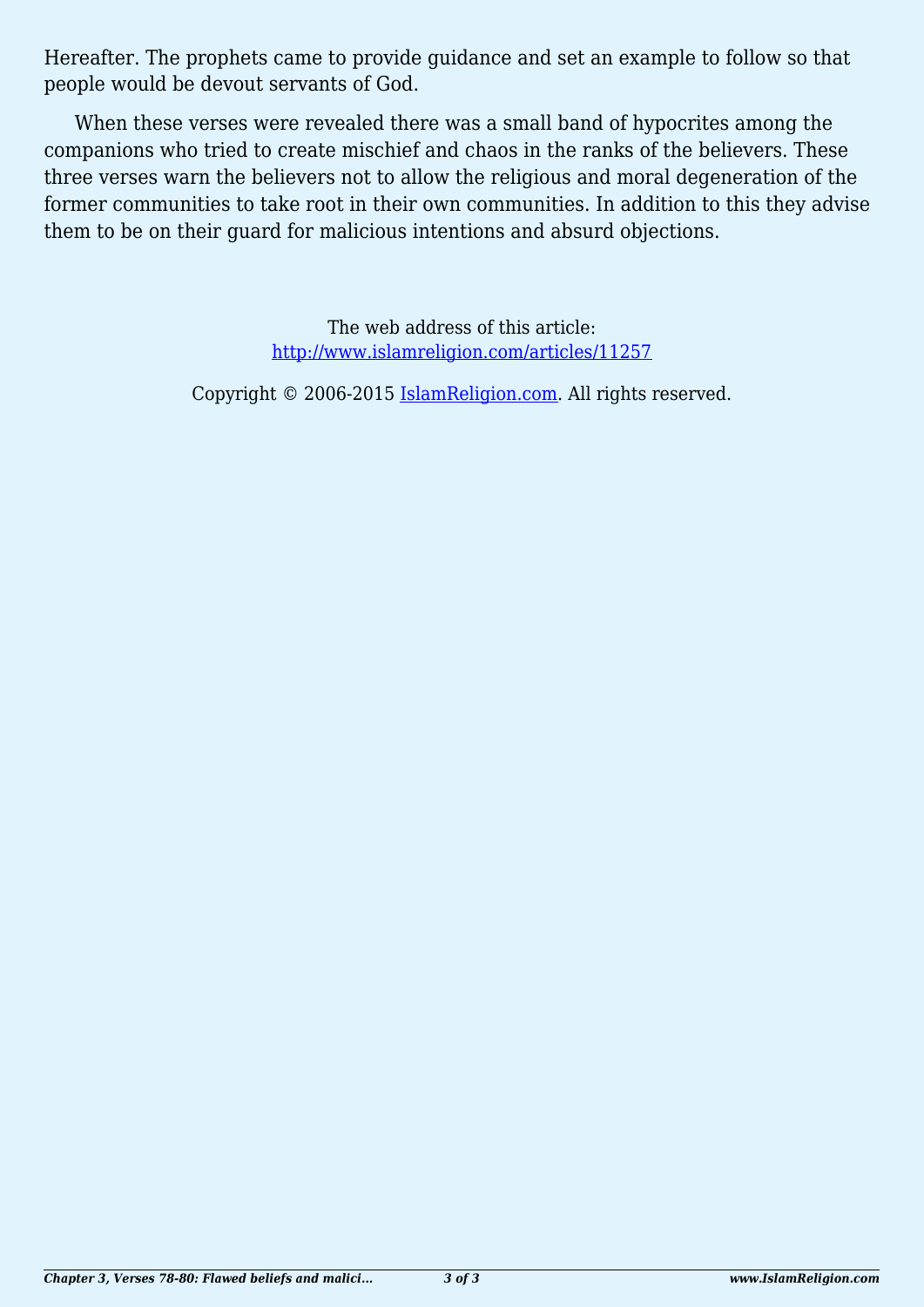Hereafter. The prophets came to provide guidance and set an example to follow so that people would be devout servants of God.

When these verses were revealed there was a small band of hypocrites among the companions who tried to create mischief and chaos in the ranks of the believers. These three verses warn the believers not to allow the religious and moral degeneration of the former communities to take root in their own communities. In addition to this they advise them to be on their guard for malicious intentions and absurd objections.

The web address of this article:
[http://www.islamreligion.com/articles/11257](http://www.islamreligion.com/articles/11257)

Copyright © 2006-2015 [IslamReligion.com](http://www.islamreligion.com). All rights reserved.